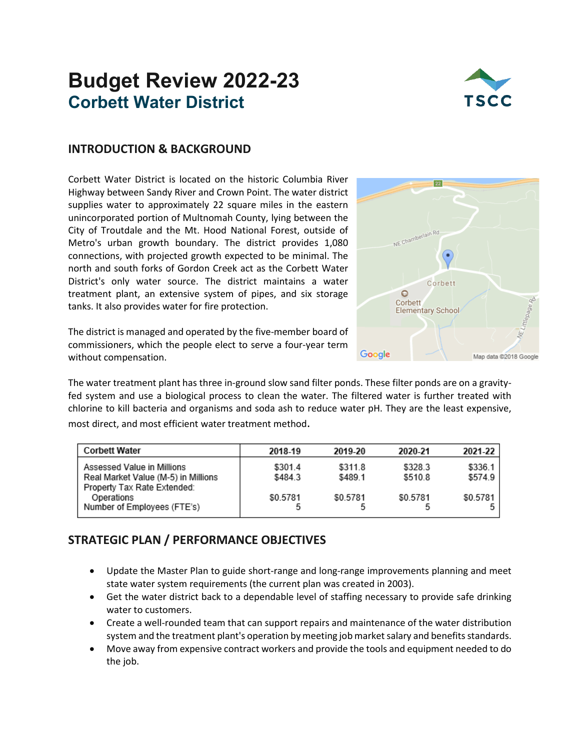# Budget Review 2022-23
## Corbett Water District

## INTRODUCTION & BACKGROUND

Corbett Water District is located on the historic Columbia River Highway between Sandy River and Crown Point. The water district supplies water to approximately 22 square miles in the eastern unincorporated portion of Multnomah County, lying between the City of Troutdale and the Mt. Hood National Forest, outside of Metro's urban growth boundary. The district provides 1,080 connections, with projected growth expected to be minimal. The north and south forks of Gordon Creek act as the Corbett Water District's only water source. The district maintains a water treatment plant, an extensive system of pipes, and six storage tanks. It also provides water for fire protection.

The district is managed and operated by the five-member board of commissioners, which the people elect to serve a four-year term without compensation.

The water treatment plant has three in-ground slow sand filter ponds. These filter ponds are on a gravity-fed system and use a biological process to clean the water. The filtered water is further treated with chlorine to kill bacteria and organisms and soda ash to reduce water pH. They are the least expensive, most direct, and most efficient water treatment method.

| Corbett Water | 2018-19 | 2019-20 | 2020-21 | 2021-22 |
|---|---|---|---|---|
| Assessed Value in Millions | $301.4 | $311.8 | $328.3 | $336.1 |
| Real Market Value (M-5) in Millions | $484.3 | $489.1 | $510.8 | $574.9 |
| Property Tax Rate Extended: | | | | |
| Operations | $0.5781 | $0.5781 | $0.5781 | $0.5781 |
| Number of Employees (FTE's) | 5 | 5 | 5 | 5 |

## STRATEGIC PLAN / PERFORMANCE OBJECTIVES

- Update the Master Plan to guide short-range and long-range improvements planning and meet state water system requirements (the current plan was created in 2003).
- Get the water district back to a dependable level of staffing necessary to provide safe drinking water to customers.
- Create a well-rounded team that can support repairs and maintenance of the water distribution system and the treatment plant's operation by meeting job market salary and benefits standards.
- Move away from expensive contract workers and provide the tools and equipment needed to do the job.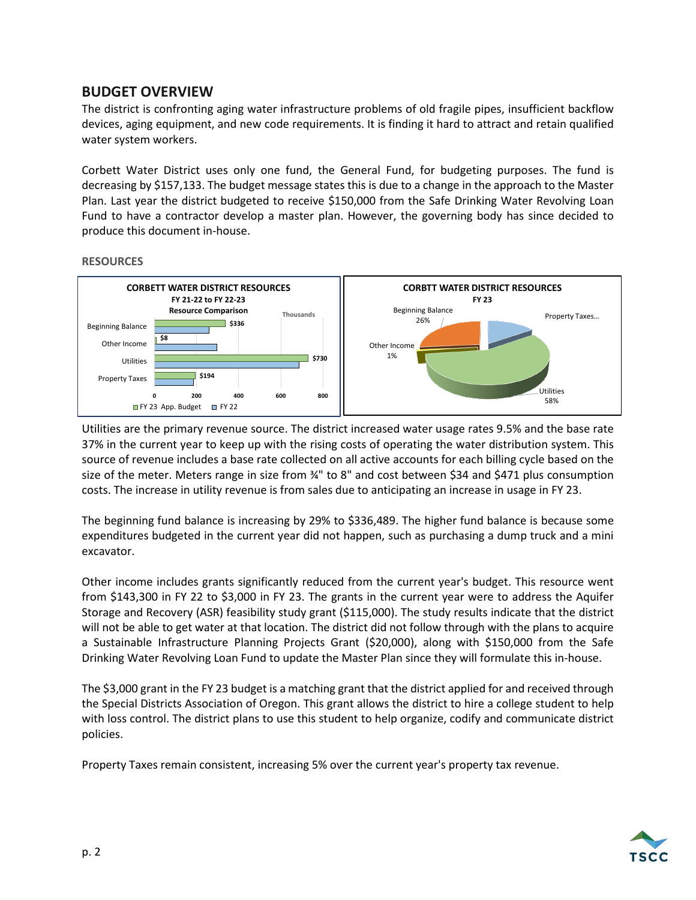## BUDGET OVERVIEW

The district is confronting aging water infrastructure problems of old fragile pipes, insufficient backflow devices, aging equipment, and new code requirements. It is finding it hard to attract and retain qualified water system workers.

Corbett Water District uses only one fund, the General Fund, for budgeting purposes. The fund is decreasing by $157,133. The budget message states this is due to a change in the approach to the Master Plan. Last year the district budgeted to receive $150,000 from the Safe Drinking Water Revolving Loan Fund to have a contractor develop a master plan. However, the governing body has since decided to produce this document in-house.

### RESOURCES

**CORBETT WATER DISTRICT RESOURCES**
FY 21-22 to FY 22-23
Resource Comparison

| Resource (Thousands) | FY 23 App. Budget |
|---|---|
| Beginning Balance | $336 |
| Other Income | $8 |
| Utilities | $730 |
| Property Taxes | $194 |

**CORBTT WATER DISTRICT RESOURCES**
FY 23

| Resource | Share |
|---|---|
| Beginning Balance | 26% |
| Other Income | 1% |
| Utilities | 58% |
| Property Taxes... | |

Utilities are the primary revenue source. The district increased water usage rates 9.5% and the base rate 37% in the current year to keep up with the rising costs of operating the water distribution system. This source of revenue includes a base rate collected on all active accounts for each billing cycle based on the size of the meter. Meters range in size from ¾" to 8" and cost between $34 and $471 plus consumption costs. The increase in utility revenue is from sales due to anticipating an increase in usage in FY 23.

The beginning fund balance is increasing by 29% to $336,489. The higher fund balance is because some expenditures budgeted in the current year did not happen, such as purchasing a dump truck and a mini excavator.

Other income includes grants significantly reduced from the current year's budget. This resource went from $143,300 in FY 22 to $3,000 in FY 23. The grants in the current year were to address the Aquifer Storage and Recovery (ASR) feasibility study grant ($115,000). The study results indicate that the district will not be able to get water at that location. The district did not follow through with the plans to acquire a Sustainable Infrastructure Planning Projects Grant ($20,000), along with $150,000 from the Safe Drinking Water Revolving Loan Fund to update the Master Plan since they will formulate this in-house.

The $3,000 grant in the FY 23 budget is a matching grant that the district applied for and received through the Special Districts Association of Oregon. This grant allows the district to hire a college student to help with loss control. The district plans to use this student to help organize, codify and communicate district policies.

Property Taxes remain consistent, increasing 5% over the current year's property tax revenue.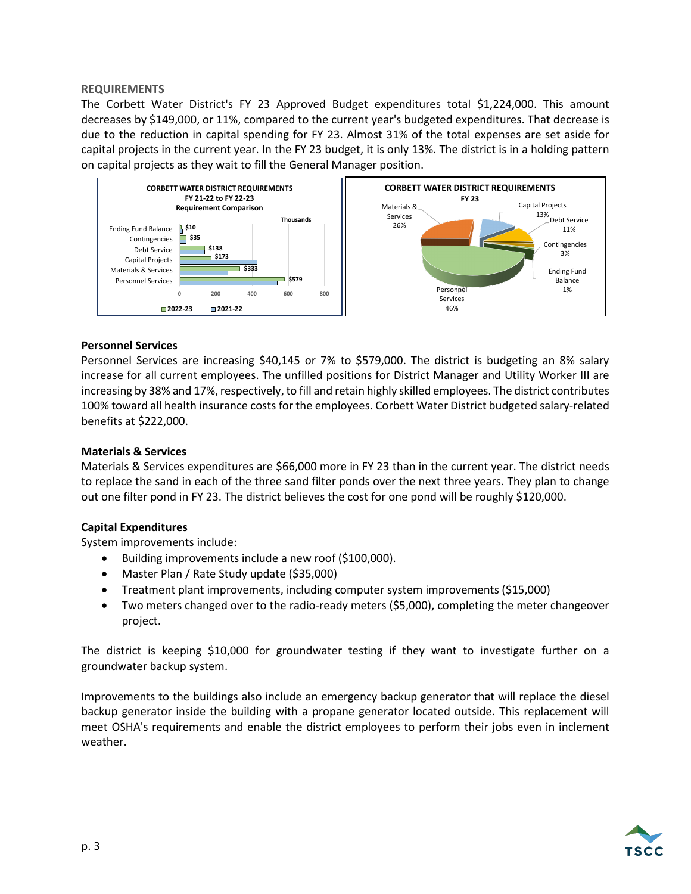## REQUIREMENTS

The Corbett Water District's FY 23 Approved Budget expenditures total $1,224,000. This amount decreases by $149,000, or 11%, compared to the current year's budgeted expenditures. That decrease is due to the reduction in capital spending for FY 23. Almost 31% of the total expenses are set aside for capital projects in the current year. In the FY 23 budget, it is only 13%. The district is in a holding pattern on capital projects as they wait to fill the General Manager position.

### Personnel Services

Personnel Services are increasing $40,145 or 7% to $579,000. The district is budgeting an 8% salary increase for all current employees. The unfilled positions for District Manager and Utility Worker III are increasing by 38% and 17%, respectively, to fill and retain highly skilled employees. The district contributes 100% toward all health insurance costs for the employees. Corbett Water District budgeted salary-related benefits at $222,000.

### Materials & Services

Materials & Services expenditures are $66,000 more in FY 23 than in the current year. The district needs to replace the sand in each of the three sand filter ponds over the next three years. They plan to change out one filter pond in FY 23. The district believes the cost for one pond will be roughly $120,000.

### Capital Expenditures

System improvements include:

- Building improvements include a new roof ($100,000).
- Master Plan / Rate Study update ($35,000)
- Treatment plant improvements, including computer system improvements ($15,000)
- Two meters changed over to the radio-ready meters ($5,000), completing the meter changeover project.

The district is keeping $10,000 for groundwater testing if they want to investigate further on a groundwater backup system.

Improvements to the buildings also include an emergency backup generator that will replace the diesel backup generator inside the building with a propane generator located outside. This replacement will meet OSHA's requirements and enable the district employees to perform their jobs even in inclement weather.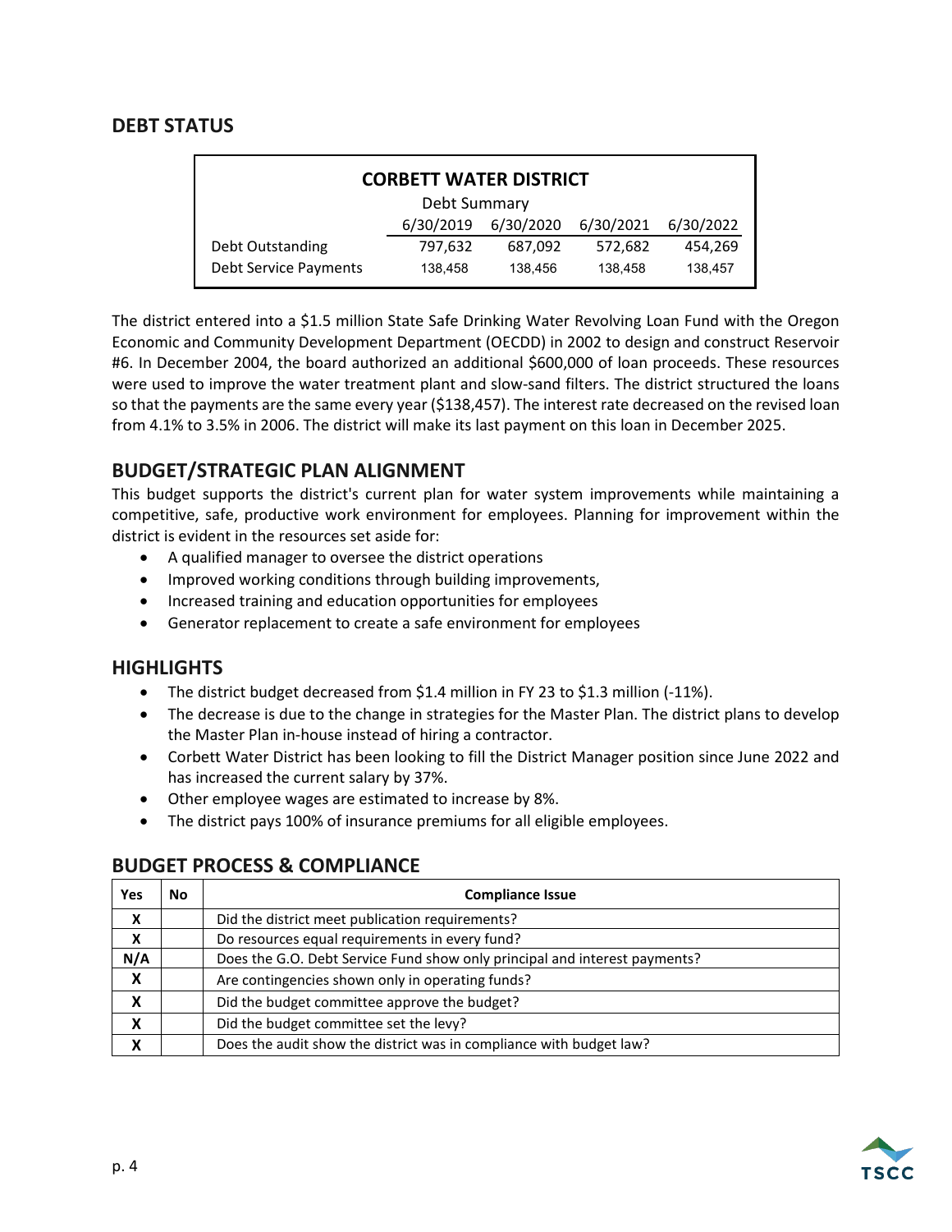## DEBT STATUS

| CORBETT WATER DISTRICT | | | | |
|---|---|---|---|---|
| Debt Summary | | | | |
| | 6/30/2019 | 6/30/2020 | 6/30/2021 | 6/30/2022 |
| Debt Outstanding | 797,632 | 687,092 | 572,682 | 454,269 |
| Debt Service Payments | 138,458 | 138,456 | 138,458 | 138,457 |

The district entered into a $1.5 million State Safe Drinking Water Revolving Loan Fund with the Oregon Economic and Community Development Department (OECDD) in 2002 to design and construct Reservoir #6. In December 2004, the board authorized an additional $600,000 of loan proceeds. These resources were used to improve the water treatment plant and slow-sand filters. The district structured the loans so that the payments are the same every year ($138,457). The interest rate decreased on the revised loan from 4.1% to 3.5% in 2006. The district will make its last payment on this loan in December 2025.

## BUDGET/STRATEGIC PLAN ALIGNMENT

This budget supports the district's current plan for water system improvements while maintaining a competitive, safe, productive work environment for employees. Planning for improvement within the district is evident in the resources set aside for:

- A qualified manager to oversee the district operations
- Improved working conditions through building improvements,
- Increased training and education opportunities for employees
- Generator replacement to create a safe environment for employees

## HIGHLIGHTS

- The district budget decreased from $1.4 million in FY 23 to $1.3 million (-11%).
- The decrease is due to the change in strategies for the Master Plan. The district plans to develop the Master Plan in-house instead of hiring a contractor.
- Corbett Water District has been looking to fill the District Manager position since June 2022 and has increased the current salary by 37%.
- Other employee wages are estimated to increase by 8%.
- The district pays 100% of insurance premiums for all eligible employees.

## BUDGET PROCESS & COMPLIANCE

| Yes | No | Compliance Issue |
|---|---|---|
| X | | Did the district meet publication requirements? |
| X | | Do resources equal requirements in every fund? |
| N/A | | Does the G.O. Debt Service Fund show only principal and interest payments? |
| X | | Are contingencies shown only in operating funds? |
| X | | Did the budget committee approve the budget? |
| X | | Did the budget committee set the levy? |
| X | | Does the audit show the district was in compliance with budget law? |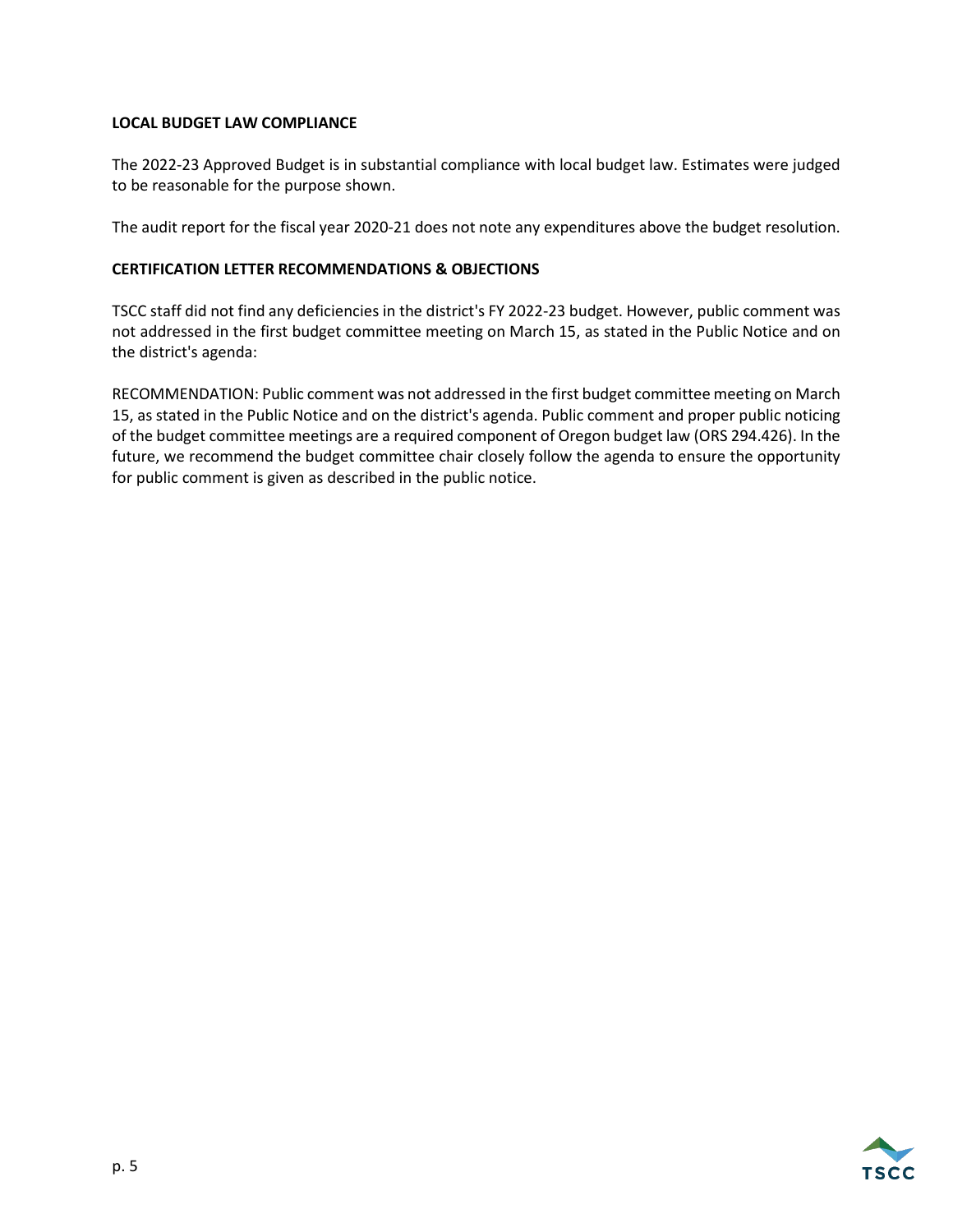**LOCAL BUDGET LAW COMPLIANCE**

The 2022-23 Approved Budget is in substantial compliance with local budget law. Estimates were judged to be reasonable for the purpose shown.

The audit report for the fiscal year 2020-21 does not note any expenditures above the budget resolution.

**CERTIFICATION LETTER RECOMMENDATIONS & OBJECTIONS**

TSCC staff did not find any deficiencies in the district's FY 2022-23 budget. However, public comment was not addressed in the first budget committee meeting on March 15, as stated in the Public Notice and on the district's agenda:

RECOMMENDATION: Public comment was not addressed in the first budget committee meeting on March 15, as stated in the Public Notice and on the district's agenda. Public comment and proper public noticing of the budget committee meetings are a required component of Oregon budget law (ORS 294.426). In the future, we recommend the budget committee chair closely follow the agenda to ensure the opportunity for public comment is given as described in the public notice.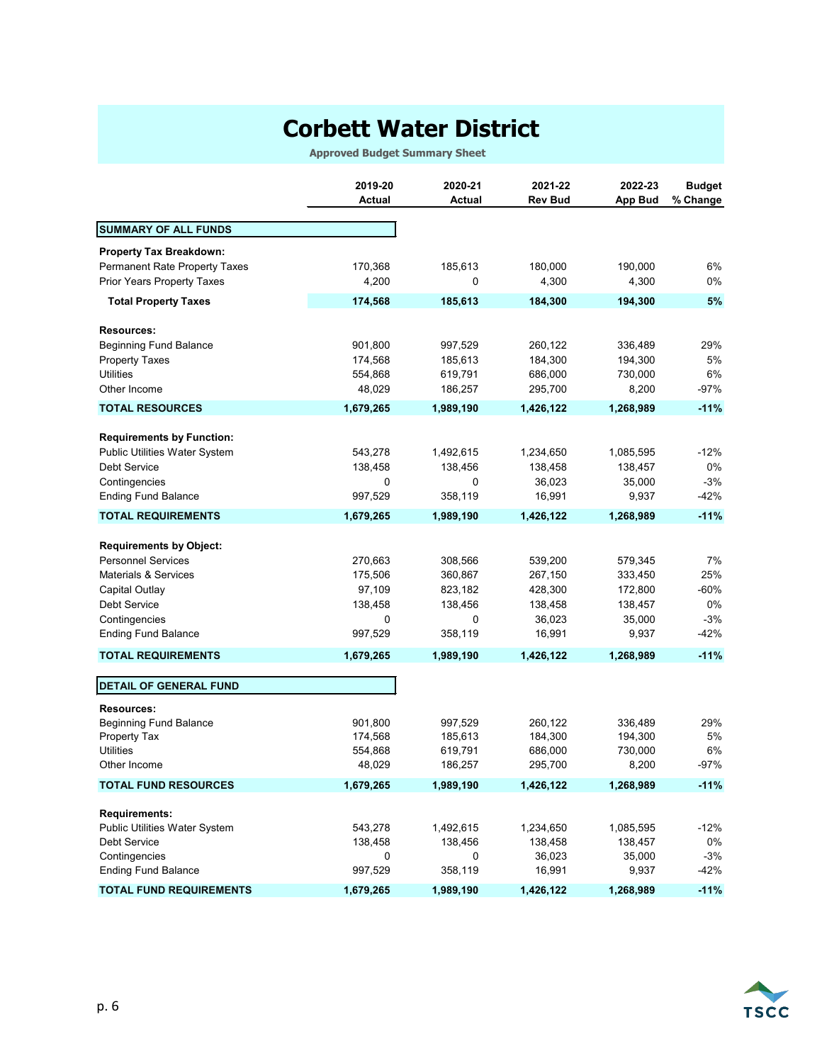# Corbett Water District

**Approved Budget Summary Sheet**

| | 2019-20 Actual | 2020-21 Actual | 2021-22 Rev Bud | 2022-23 App Bud | Budget % Change |
|---|---|---|---|---|---|
| **SUMMARY OF ALL FUNDS** | | | | | |
| **Property Tax Breakdown:** | | | | | |
| Permanent Rate Property Taxes | 170,368 | 185,613 | 180,000 | 190,000 | 6% |
| Prior Years Property Taxes | 4,200 | 0 | 4,300 | 4,300 | 0% |
| **Total Property Taxes** | **174,568** | **185,613** | **184,300** | **194,300** | **5%** |
| **Resources:** | | | | | |
| Beginning Fund Balance | 901,800 | 997,529 | 260,122 | 336,489 | 29% |
| Property Taxes | 174,568 | 185,613 | 184,300 | 194,300 | 5% |
| Utilities | 554,868 | 619,791 | 686,000 | 730,000 | 6% |
| Other Income | 48,029 | 186,257 | 295,700 | 8,200 | -97% |
| **TOTAL RESOURCES** | **1,679,265** | **1,989,190** | **1,426,122** | **1,268,989** | **-11%** |
| **Requirements by Function:** | | | | | |
| Public Utilities Water System | 543,278 | 1,492,615 | 1,234,650 | 1,085,595 | -12% |
| Debt Service | 138,458 | 138,456 | 138,458 | 138,457 | 0% |
| Contingencies | 0 | 0 | 36,023 | 35,000 | -3% |
| Ending Fund Balance | 997,529 | 358,119 | 16,991 | 9,937 | -42% |
| **TOTAL REQUIREMENTS** | **1,679,265** | **1,989,190** | **1,426,122** | **1,268,989** | **-11%** |
| **Requirements by Object:** | | | | | |
| Personnel Services | 270,663 | 308,566 | 539,200 | 579,345 | 7% |
| Materials & Services | 175,506 | 360,867 | 267,150 | 333,450 | 25% |
| Capital Outlay | 97,109 | 823,182 | 428,300 | 172,800 | -60% |
| Debt Service | 138,458 | 138,456 | 138,458 | 138,457 | 0% |
| Contingencies | 0 | 0 | 36,023 | 35,000 | -3% |
| Ending Fund Balance | 997,529 | 358,119 | 16,991 | 9,937 | -42% |
| **TOTAL REQUIREMENTS** | **1,679,265** | **1,989,190** | **1,426,122** | **1,268,989** | **-11%** |
| **DETAIL OF GENERAL FUND** | | | | | |
| **Resources:** | | | | | |
| Beginning Fund Balance | 901,800 | 997,529 | 260,122 | 336,489 | 29% |
| Property Tax | 174,568 | 185,613 | 184,300 | 194,300 | 5% |
| Utilities | 554,868 | 619,791 | 686,000 | 730,000 | 6% |
| Other Income | 48,029 | 186,257 | 295,700 | 8,200 | -97% |
| **TOTAL FUND RESOURCES** | **1,679,265** | **1,989,190** | **1,426,122** | **1,268,989** | **-11%** |
| **Requirements:** | | | | | |
| Public Utilities Water System | 543,278 | 1,492,615 | 1,234,650 | 1,085,595 | -12% |
| Debt Service | 138,458 | 138,456 | 138,458 | 138,457 | 0% |
| Contingencies | 0 | 0 | 36,023 | 35,000 | -3% |
| Ending Fund Balance | 997,529 | 358,119 | 16,991 | 9,937 | -42% |
| **TOTAL FUND REQUIREMENTS** | **1,679,265** | **1,989,190** | **1,426,122** | **1,268,989** | **-11%** |

TSCC